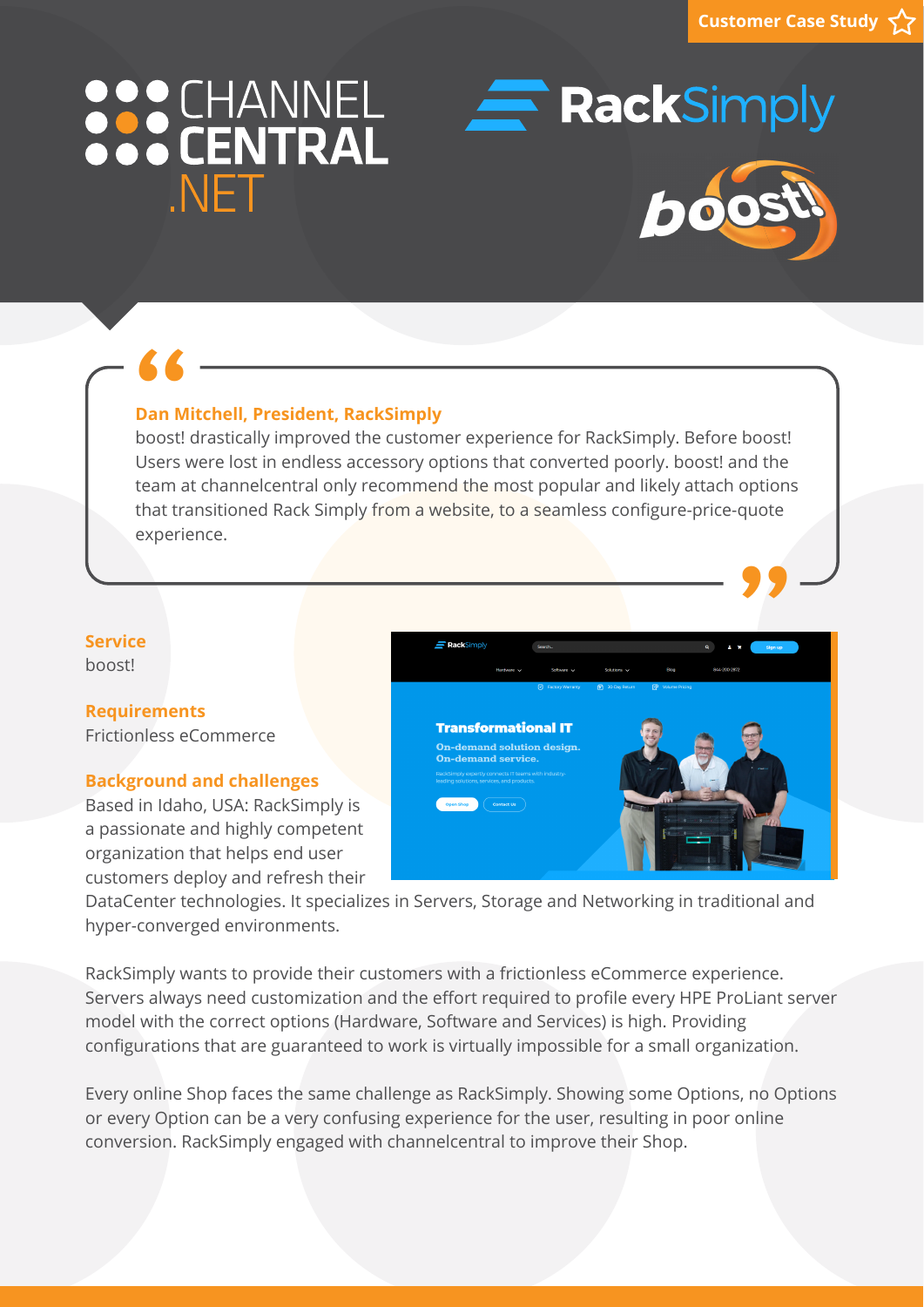Customer Case Study

CHANNEL CENTRAL .NET

RackSimply

boost!

> **Dan Mitchell, President, RackSimply**
> boost! drastically improved the customer experience for RackSimply. Before boost! Users were lost in endless accessory options that converted poorly. boost! and the team at channelcentral only recommend the most popular and likely attach options that transitioned Rack Simply from a website, to a seamless configure-price-quote experience.

### Service
boost!

### Requirements
Frictionless eCommerce

### Background and challenges
Based in Idaho, USA: RackSimply is a passionate and highly competent organization that helps end user customers deploy and refresh their DataCenter technologies. It specializes in Servers, Storage and Networking in traditional and hyper-converged environments.

RackSimply wants to provide their customers with a frictionless eCommerce experience. Servers always need customization and the effort required to profile every HPE ProLiant server model with the correct options (Hardware, Software and Services) is high. Providing configurations that are guaranteed to work is virtually impossible for a small organization.

Every online Shop faces the same challenge as RackSimply. Showing some Options, no Options or every Option can be a very confusing experience for the user, resulting in poor online conversion. RackSimply engaged with channelcentral to improve their Shop.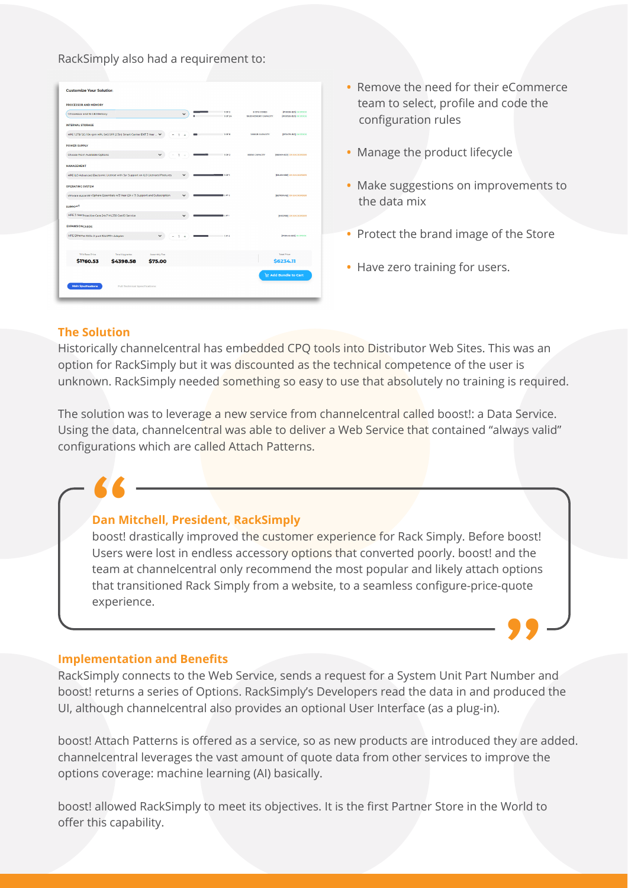RackSimply also had a requirement to:

- Remove the need for their eCommerce team to select, profile and code the configuration rules
- Manage the product lifecycle
- Make suggestions on improvements to the data mix
- Protect the brand image of the Store
- Have zero training for users.

## The Solution

Historically channelcentral has embedded CPQ tools into Distributor Web Sites. This was an option for RackSimply but it was discounted as the technical competence of the user is unknown. RackSimply needed something so easy to use that absolutely no training is required.

The solution was to leverage a new service from channelcentral called boost!: a Data Service. Using the data, channelcentral was able to deliver a Web Service that contained “always valid” configurations which are called Attach Patterns.

> **Dan Mitchell, President, RackSimply**
>
> boost! drastically improved the customer experience for Rack Simply. Before boost! Users were lost in endless accessory options that converted poorly. boost! and the team at channelcentral only recommend the most popular and likely attach options that transitioned Rack Simply from a website, to a seamless configure-price-quote experience.

## Implementation and Benefits

RackSimply connects to the Web Service, sends a request for a System Unit Part Number and boost! returns a series of Options. RackSimply’s Developers read the data in and produced the UI, although channelcentral also provides an optional User Interface (as a plug-in).

boost! Attach Patterns is offered as a service, so as new products are introduced they are added. channelcentral leverages the vast amount of quote data from other services to improve the options coverage: machine learning (AI) basically.

boost! allowed RackSimply to meet its objectives. It is the first Partner Store in the World to offer this capability.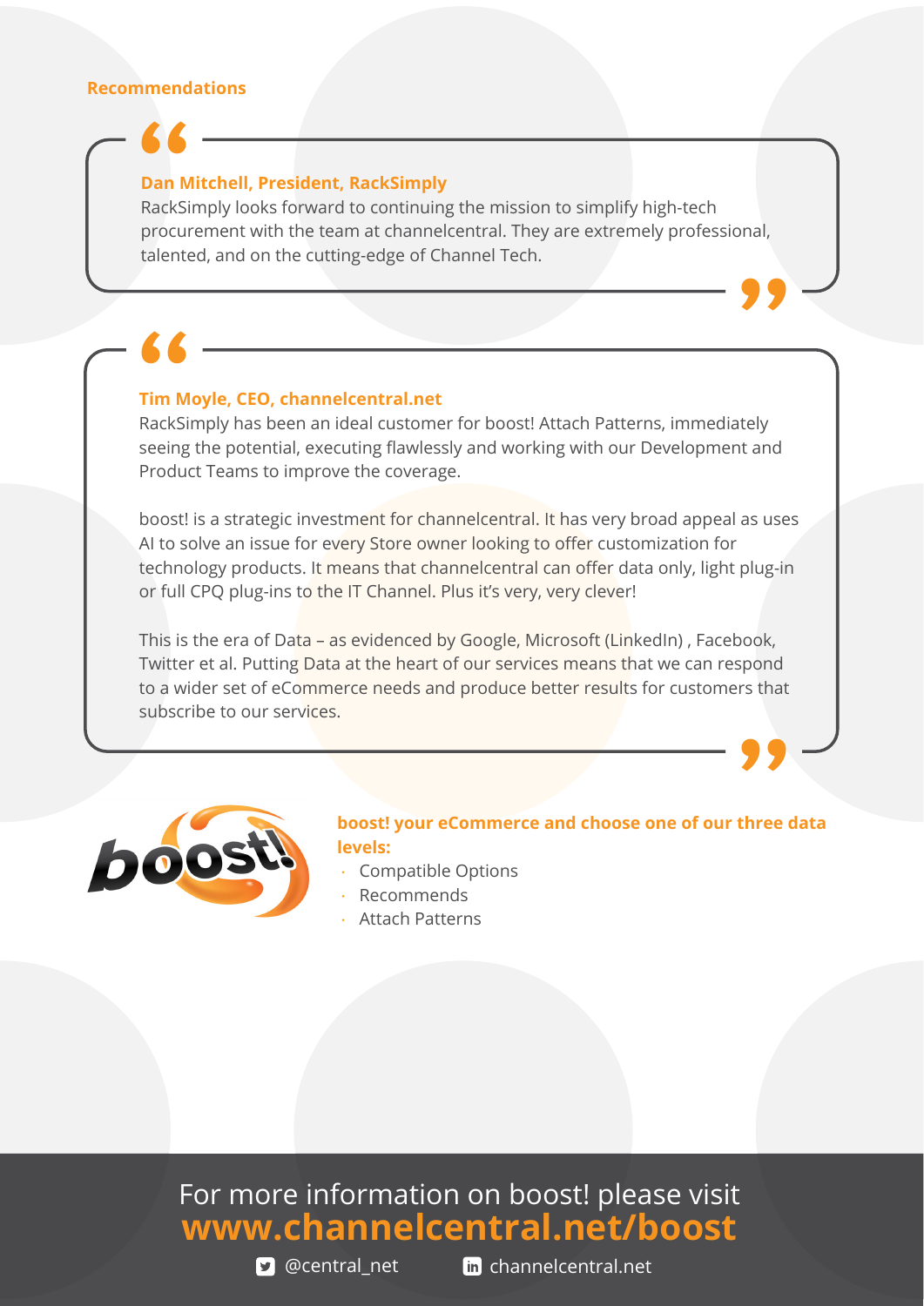## Recommendations

> **Dan Mitchell, President, RackSimply**
> RackSimply looks forward to continuing the mission to simplify high-tech procurement with the team at channelcentral. They are extremely professional, talented, and on the cutting-edge of Channel Tech.

> **Tim Moyle, CEO, channelcentral.net**
> RackSimply has been an ideal customer for boost! Attach Patterns, immediately seeing the potential, executing flawlessly and working with our Development and Product Teams to improve the coverage.
>
> boost! is a strategic investment for channelcentral. It has very broad appeal as uses AI to solve an issue for every Store owner looking to offer customization for technology products. It means that channelcentral can offer data only, light plug-in or full CPQ plug-ins to the IT Channel. Plus it's very, very clever!
>
> This is the era of Data – as evidenced by Google, Microsoft (LinkedIn) , Facebook, Twitter et al. Putting Data at the heart of our services means that we can respond to a wider set of eCommerce needs and produce better results for customers that subscribe to our services.

**boost! your eCommerce and choose one of our three data levels:**

- Compatible Options
- Recommends
- Attach Patterns

For more information on boost! please visit
**www.channelcentral.net/boost**

@central_net    channelcentral.net